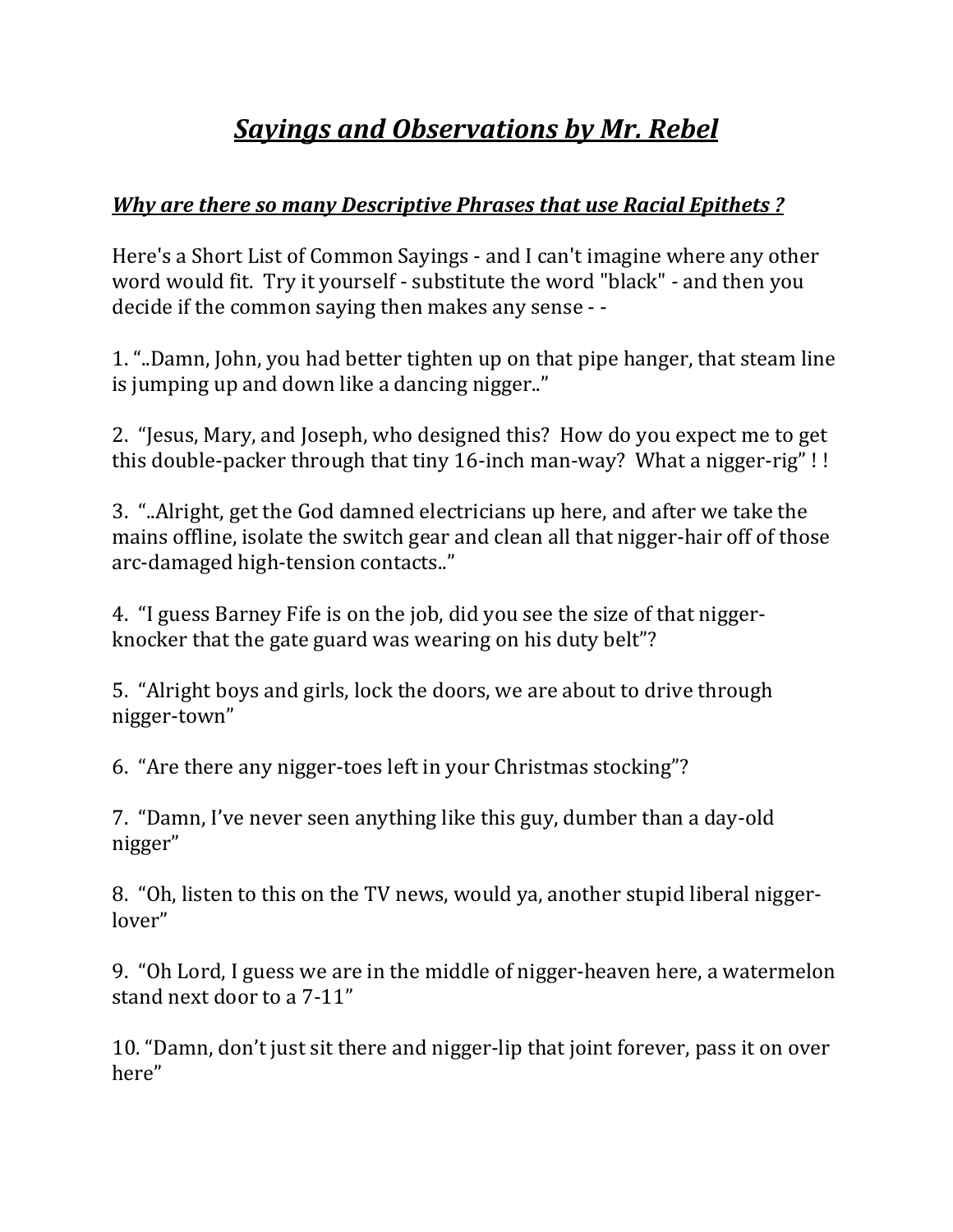# *Sayings and Observations by Mr. Rebel*

## *Why are there so many Descriptive Phrases that use Racial Epithets ?*

Here's a Short List of Common Sayings - and I can't imagine where any other word would fit. Try it yourself - substitute the word "black" - and then you decide if the common saying then makes any sense - -

1. "..Damn, John, you had better tighten up on that pipe hanger, that steam line is jumping up and down like a dancing nigger.."

2. "Jesus, Mary, and Joseph, who designed this? How do you expect me to get this double-packer through that tiny 16-inch man-way? What a nigger-rig" ! !

3. "..Alright, get the God damned electricians up here, and after we take the mains offline, isolate the switch gear and clean all that nigger-hair off of those arc-damaged high-tension contacts.."

4. "I guess Barney Fife is on the job, did you see the size of that nigger-knocker that the gate guard was wearing on his duty belt"?

5. "Alright boys and girls, lock the doors, we are about to drive through nigger-town"

6. "Are there any nigger-toes left in your Christmas stocking"?

7. "Damn, I've never seen anything like this guy, dumber than a day-old nigger"

8. "Oh, listen to this on the TV news, would ya, another stupid liberal nigger-lover"

9. "Oh Lord, I guess we are in the middle of nigger-heaven here, a watermelon stand next door to a 7-11"

10. "Damn, don't just sit there and nigger-lip that joint forever, pass it on over here"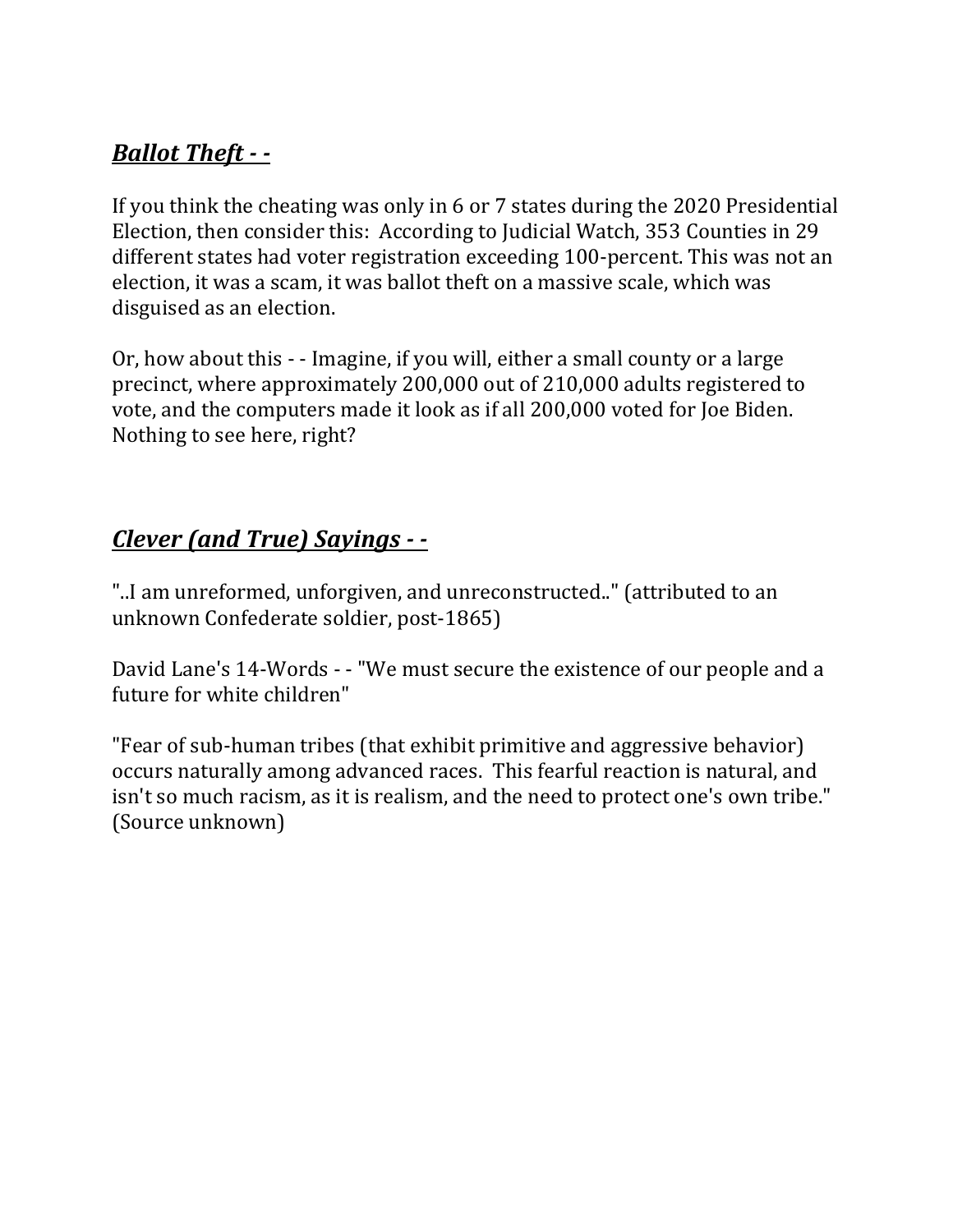## ***Ballot Theft - -***

If you think the cheating was only in 6 or 7 states during the 2020 Presidential Election, then consider this: According to Judicial Watch, 353 Counties in 29 different states had voter registration exceeding 100-percent. This was not an election, it was a scam, it was ballot theft on a massive scale, which was disguised as an election.

Or, how about this - - Imagine, if you will, either a small county or a large precinct, where approximately 200,000 out of 210,000 adults registered to vote, and the computers made it look as if all 200,000 voted for Joe Biden. Nothing to see here, right?

## ***Clever (and True) Sayings - -***

"..I am unreformed, unforgiven, and unreconstructed.." (attributed to an unknown Confederate soldier, post-1865)

David Lane's 14-Words - - "We must secure the existence of our people and a future for white children"

"Fear of sub-human tribes (that exhibit primitive and aggressive behavior) occurs naturally among advanced races. This fearful reaction is natural, and isn't so much racism, as it is realism, and the need to protect one's own tribe." (Source unknown)